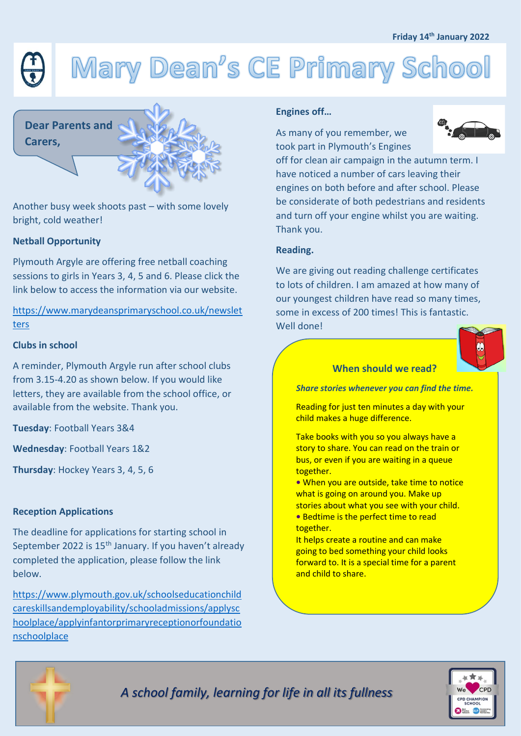Friday 14th January 2022

# Mary Dean's CE Primary School

**Dear Parents and Carers,**

Another busy week shoots past – with some lovely bright, cold weather!

**Netball Opportunity**

Plymouth Argyle are offering free netball coaching sessions to girls in Years 3, 4, 5 and 6. Please click the link below to access the information via our website.

https://www.marydeansprimaryschool.co.uk/newsletters

**Clubs in school**

A reminder, Plymouth Argyle run after school clubs from 3.15-4.20 as shown below. If you would like letters, they are available from the school office, or available from the website. Thank you.

**Tuesday**: Football Years 3&4

**Wednesday**: Football Years 1&2

**Thursday**: Hockey Years 3, 4, 5, 6

**Reception Applications**

The deadline for applications for starting school in September 2022 is 15th January. If you haven't already completed the application, please follow the link below.

https://www.plymouth.gov.uk/schoolseducationchildcareskillsandemployability/schooladmissions/applyschoolplace/applyinfantorprimaryreceptionorfoundationschoolplace

**Engines off…**

As many of you remember, we took part in Plymouth's Engines off for clean air campaign in the autumn term. I have noticed a number of cars leaving their engines on both before and after school. Please be considerate of both pedestrians and residents and turn off your engine whilst you are waiting. Thank you.

**Reading.**

We are giving out reading challenge certificates to lots of children. I am amazed at how many of our youngest children have read so many times, some in excess of 200 times! This is fantastic. Well done!

**When should we read?**

***Share stories whenever you can find the time.***

Reading for just ten minutes a day with your child makes a huge difference.

Take books with you so you always have a story to share. You can read on the train or bus, or even if you are waiting in a queue together.

- When you are outside, take time to notice what is going on around you. Make up stories about what you see with your child.
- Bedtime is the perfect time to read together.

It helps create a routine and can make going to bed something your child looks forward to. It is a special time for a parent and child to share.

*A school family, learning for life in all its fullness*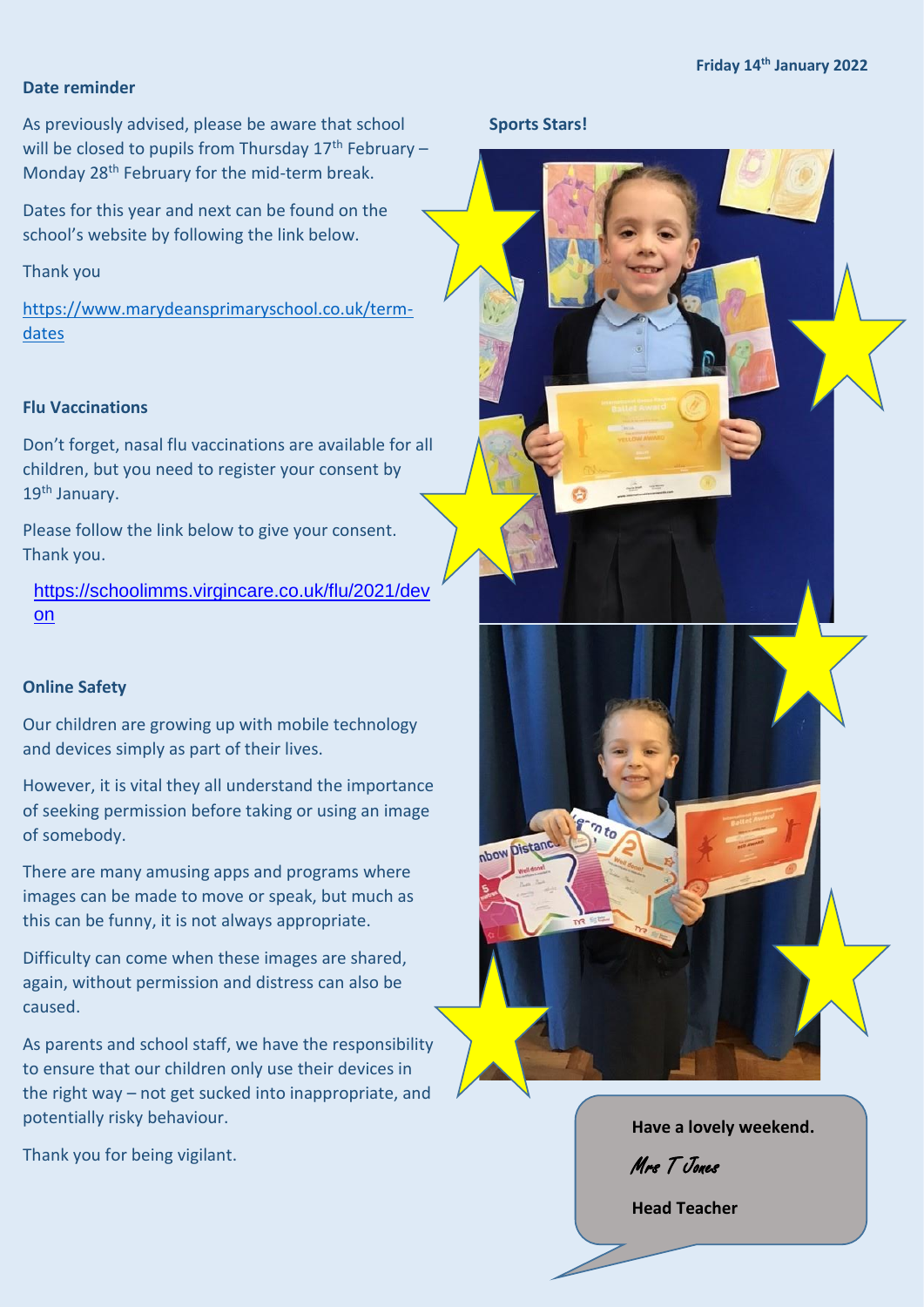Friday 14th January 2022

**Date reminder**

As previously advised, please be aware that school will be closed to pupils from Thursday 17th February – Monday 28th February for the mid-term break.

Dates for this year and next can be found on the school's website by following the link below.

Thank you

https://www.marydeansprimaryschool.co.uk/term-dates

**Flu Vaccinations**

Don't forget, nasal flu vaccinations are available for all children, but you need to register your consent by 19th January.

Please follow the link below to give your consent. Thank you.

https://schoolimms.virgincare.co.uk/flu/2021/devon

**Online Safety**

Our children are growing up with mobile technology and devices simply as part of their lives.

However, it is vital they all understand the importance of seeking permission before taking or using an image of somebody.

There are many amusing apps and programs where images can be made to move or speak, but much as this can be funny, it is not always appropriate.

Difficulty can come when these images are shared, again, without permission and distress can also be caused.

As parents and school staff, we have the responsibility to ensure that our children only use their devices in the right way – not get sucked into inappropriate, and potentially risky behaviour.

Thank you for being vigilant.

**Sports Stars!**

**Have a lovely weekend.**

*Mrs T Jones*

**Head Teacher**